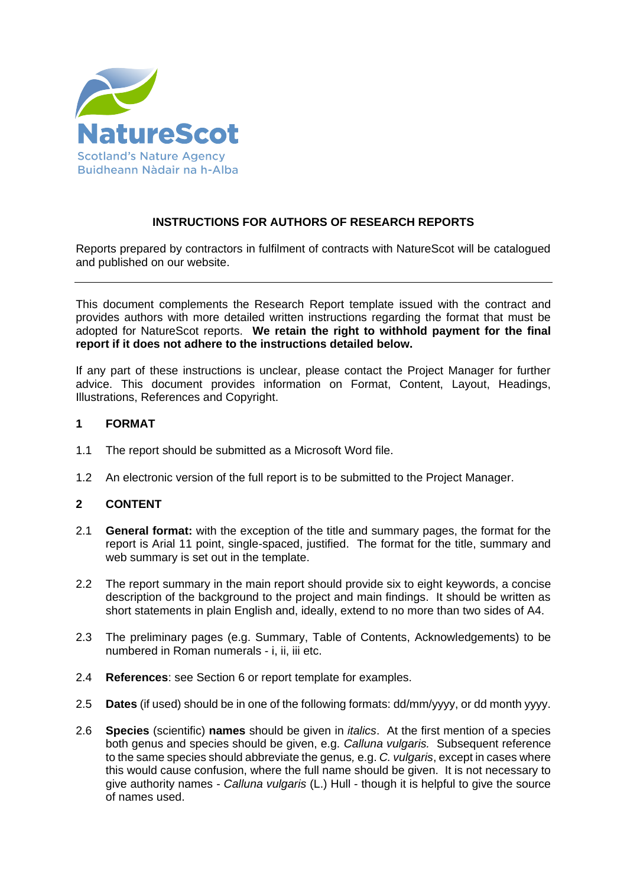NatureScot
Scotland's Nature Agency
Buidheann Nàdair na h-Alba

# INSTRUCTIONS FOR AUTHORS OF RESEARCH REPORTS

Reports prepared by contractors in fulfilment of contracts with NatureScot will be catalogued and published on our website.

---

This document complements the Research Report template issued with the contract and provides authors with more detailed written instructions regarding the format that must be adopted for NatureScot reports. **We retain the right to withhold payment for the final report if it does not adhere to the instructions detailed below.**

If any part of these instructions is unclear, please contact the Project Manager for further advice. This document provides information on Format, Content, Layout, Headings, Illustrations, References and Copyright.

## 1 FORMAT

1.1 The report should be submitted as a Microsoft Word file.

1.2 An electronic version of the full report is to be submitted to the Project Manager.

## 2 CONTENT

2.1 **General format:** with the exception of the title and summary pages, the format for the report is Arial 11 point, single-spaced, justified. The format for the title, summary and web summary is set out in the template.

2.2 The report summary in the main report should provide six to eight keywords, a concise description of the background to the project and main findings. It should be written as short statements in plain English and, ideally, extend to no more than two sides of A4.

2.3 The preliminary pages (e.g. Summary, Table of Contents, Acknowledgements) to be numbered in Roman numerals - i, ii, iii etc.

2.4 **References**: see Section 6 or report template for examples.

2.5 **Dates** (if used) should be in one of the following formats: dd/mm/yyyy, or dd month yyyy.

2.6 **Species** (scientific) **names** should be given in *italics*. At the first mention of a species both genus and species should be given, e.g. *Calluna vulgaris.* Subsequent reference to the same species should abbreviate the genus, e.g. *C. vulgaris*, except in cases where this would cause confusion, where the full name should be given. It is not necessary to give authority names - *Calluna vulgaris* (L.) Hull - though it is helpful to give the source of names used.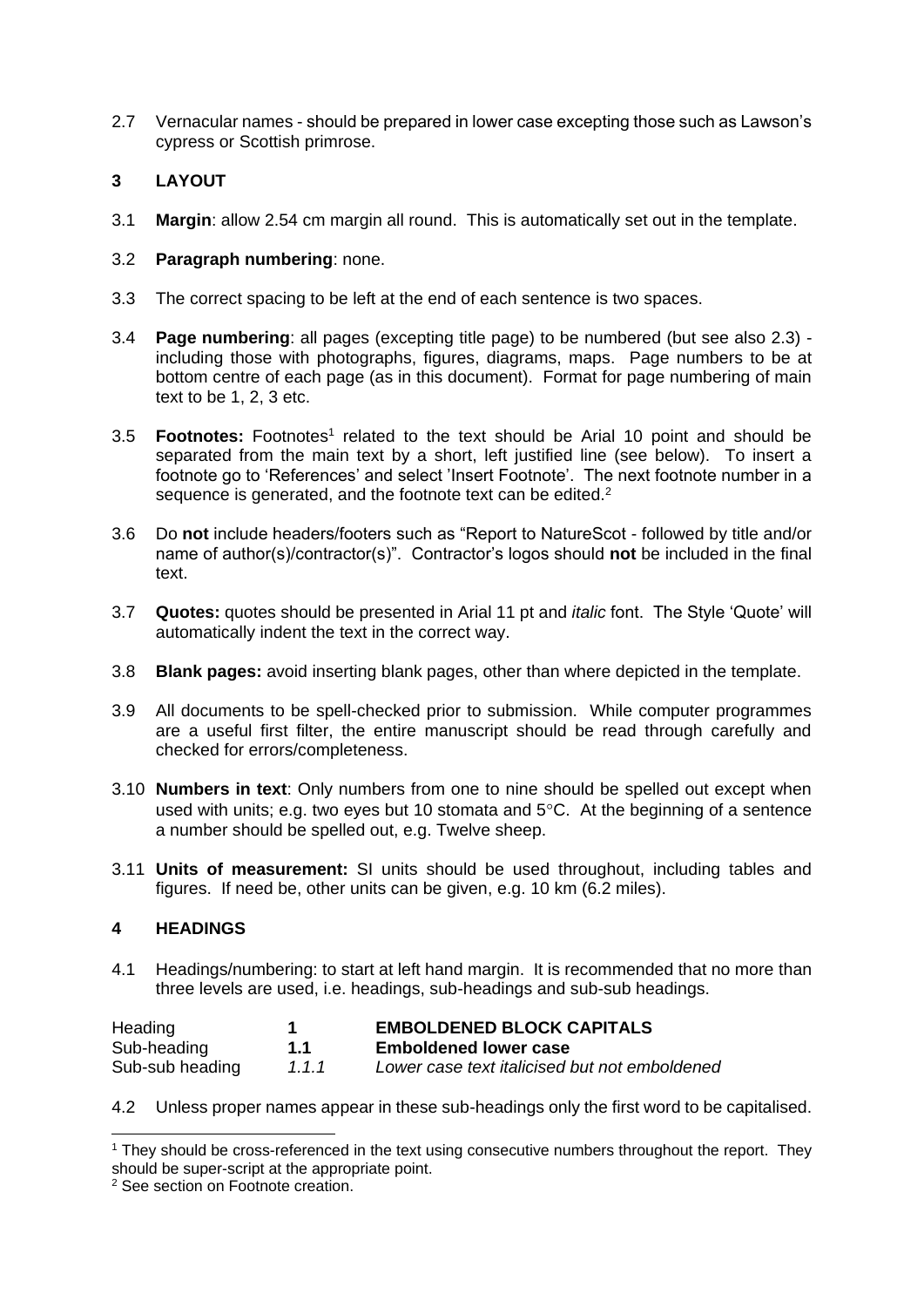2.7 Vernacular names - should be prepared in lower case excepting those such as Lawson's cypress or Scottish primrose.

## 3 LAYOUT

3.1 **Margin**: allow 2.54 cm margin all round. This is automatically set out in the template.

3.2 **Paragraph numbering**: none.

3.3 The correct spacing to be left at the end of each sentence is two spaces.

3.4 **Page numbering**: all pages (excepting title page) to be numbered (but see also 2.3) - including those with photographs, figures, diagrams, maps. Page numbers to be at bottom centre of each page (as in this document). Format for page numbering of main text to be 1, 2, 3 etc.

3.5 **Footnotes:** Footnotes[1] related to the text should be Arial 10 point and should be separated from the main text by a short, left justified line (see below). To insert a footnote go to 'References' and select 'Insert Footnote'. The next footnote number in a sequence is generated, and the footnote text can be edited.[2]

3.6 Do **not** include headers/footers such as "Report to NatureScot - followed by title and/or name of author(s)/contractor(s)". Contractor's logos should **not** be included in the final text.

3.7 **Quotes:** quotes should be presented in Arial 11 pt and *italic* font. The Style 'Quote' will automatically indent the text in the correct way.

3.8 **Blank pages:** avoid inserting blank pages, other than where depicted in the template.

3.9 All documents to be spell-checked prior to submission. While computer programmes are a useful first filter, the entire manuscript should be read through carefully and checked for errors/completeness.

3.10 **Numbers in text**: Only numbers from one to nine should be spelled out except when used with units; e.g. two eyes but 10 stomata and 5°C. At the beginning of a sentence a number should be spelled out, e.g. Twelve sheep.

3.11 **Units of measurement:** SI units should be used throughout, including tables and figures. If need be, other units can be given, e.g. 10 km (6.2 miles).

## 4 HEADINGS

4.1 Headings/numbering: to start at left hand margin. It is recommended that no more than three levels are used, i.e. headings, sub-headings and sub-sub headings.

| | | |
|---|---|---|
| Heading | **1** | **EMBOLDENED BLOCK CAPITALS** |
| Sub-heading | **1.1** | **Emboldened lower case** |
| Sub-sub heading | *1.1.1* | *Lower case text italicised but not emboldened* |

4.2 Unless proper names appear in these sub-headings only the first word to be capitalised.

[1] They should be cross-referenced in the text using consecutive numbers throughout the report. They should be super-script at the appropriate point.

[2] See section on Footnote creation.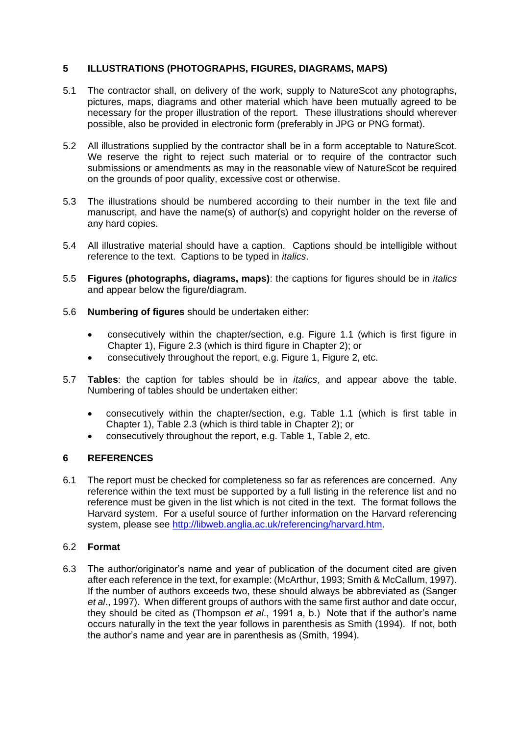## 5 ILLUSTRATIONS (PHOTOGRAPHS, FIGURES, DIAGRAMS, MAPS)

5.1 The contractor shall, on delivery of the work, supply to NatureScot any photographs, pictures, maps, diagrams and other material which have been mutually agreed to be necessary for the proper illustration of the report. These illustrations should wherever possible, also be provided in electronic form (preferably in JPG or PNG format).

5.2 All illustrations supplied by the contractor shall be in a form acceptable to NatureScot. We reserve the right to reject such material or to require of the contractor such submissions or amendments as may in the reasonable view of NatureScot be required on the grounds of poor quality, excessive cost or otherwise.

5.3 The illustrations should be numbered according to their number in the text file and manuscript, and have the name(s) of author(s) and copyright holder on the reverse of any hard copies.

5.4 All illustrative material should have a caption. Captions should be intelligible without reference to the text. Captions to be typed in *italics*.

5.5 **Figures (photographs, diagrams, maps)**: the captions for figures should be in *italics* and appear below the figure/diagram.

5.6 **Numbering of figures** should be undertaken either:

- consecutively within the chapter/section, e.g. Figure 1.1 (which is first figure in Chapter 1), Figure 2.3 (which is third figure in Chapter 2); or
- consecutively throughout the report, e.g. Figure 1, Figure 2, etc.

5.7 **Tables**: the caption for tables should be in *italics*, and appear above the table. Numbering of tables should be undertaken either:

- consecutively within the chapter/section, e.g. Table 1.1 (which is first table in Chapter 1), Table 2.3 (which is third table in Chapter 2); or
- consecutively throughout the report, e.g. Table 1, Table 2, etc.

## 6 REFERENCES

6.1 The report must be checked for completeness so far as references are concerned. Any reference within the text must be supported by a full listing in the reference list and no reference must be given in the list which is not cited in the text. The format follows the Harvard system. For a useful source of further information on the Harvard referencing system, please see [http://libweb.anglia.ac.uk/referencing/harvard.htm](http://libweb.anglia.ac.uk/referencing/harvard.htm).

6.2 **Format**

6.3 The author/originator's name and year of publication of the document cited are given after each reference in the text, for example: (McArthur, 1993; Smith & McCallum, 1997). If the number of authors exceeds two, these should always be abbreviated as (Sanger *et al*., 1997). When different groups of authors with the same first author and date occur, they should be cited as (Thompson *et al*., 1991 a, b.) Note that if the author's name occurs naturally in the text the year follows in parenthesis as Smith (1994). If not, both the author's name and year are in parenthesis as (Smith, 1994).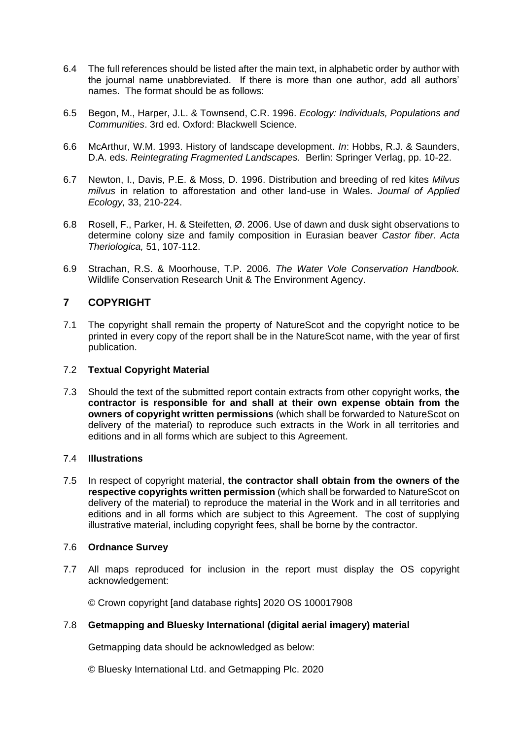6.4 The full references should be listed after the main text, in alphabetic order by author with the journal name unabbreviated. If there is more than one author, add all authors' names. The format should be as follows:

6.5 Begon, M., Harper, J.L. & Townsend, C.R. 1996. *Ecology: Individuals, Populations and Communities*. 3rd ed. Oxford: Blackwell Science.

6.6 McArthur, W.M. 1993. History of landscape development. *In*: Hobbs, R.J. & Saunders, D.A. eds. *Reintegrating Fragmented Landscapes.* Berlin: Springer Verlag, pp. 10-22.

6.7 Newton, I., Davis, P.E. & Moss, D. 1996. Distribution and breeding of red kites *Milvus milvus* in relation to afforestation and other land-use in Wales. *Journal of Applied Ecology,* 33, 210-224.

6.8 Rosell, F., Parker, H. & Steifetten, Ø. 2006. Use of dawn and dusk sight observations to determine colony size and family composition in Eurasian beaver *Castor fiber. Acta Theriologica,* 51, 107-112.

6.9 Strachan, R.S. & Moorhouse, T.P. 2006. *The Water Vole Conservation Handbook.* Wildlife Conservation Research Unit & The Environment Agency.

## 7 COPYRIGHT

7.1 The copyright shall remain the property of NatureScot and the copyright notice to be printed in every copy of the report shall be in the NatureScot name, with the year of first publication.

7.2 **Textual Copyright Material**

7.3 Should the text of the submitted report contain extracts from other copyright works, **the contractor is responsible for and shall at their own expense obtain from the owners of copyright written permissions** (which shall be forwarded to NatureScot on delivery of the material) to reproduce such extracts in the Work in all territories and editions and in all forms which are subject to this Agreement.

7.4 **Illustrations**

7.5 In respect of copyright material, **the contractor shall obtain from the owners of the respective copyrights written permission** (which shall be forwarded to NatureScot on delivery of the material) to reproduce the material in the Work and in all territories and editions and in all forms which are subject to this Agreement. The cost of supplying illustrative material, including copyright fees, shall be borne by the contractor.

7.6 **Ordnance Survey**

7.7 All maps reproduced for inclusion in the report must display the OS copyright acknowledgement:

© Crown copyright [and database rights] 2020 OS 100017908

7.8 **Getmapping and Bluesky International (digital aerial imagery) material**

Getmapping data should be acknowledged as below:

© Bluesky International Ltd. and Getmapping Plc. 2020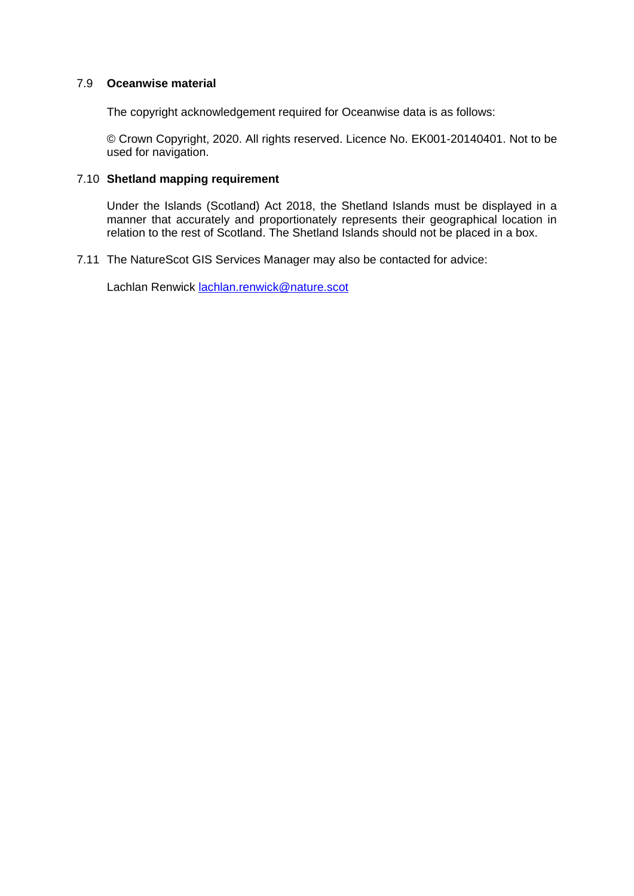### 7.9 Oceanwise material

The copyright acknowledgement required for Oceanwise data is as follows:

© Crown Copyright, 2020. All rights reserved. Licence No. EK001-20140401. Not to be used for navigation.

### 7.10 Shetland mapping requirement

Under the Islands (Scotland) Act 2018, the Shetland Islands must be displayed in a manner that accurately and proportionately represents their geographical location in relation to the rest of Scotland. The Shetland Islands should not be placed in a box.

7.11 The NatureScot GIS Services Manager may also be contacted for advice:

Lachlan Renwick lachlan.renwick@nature.scot